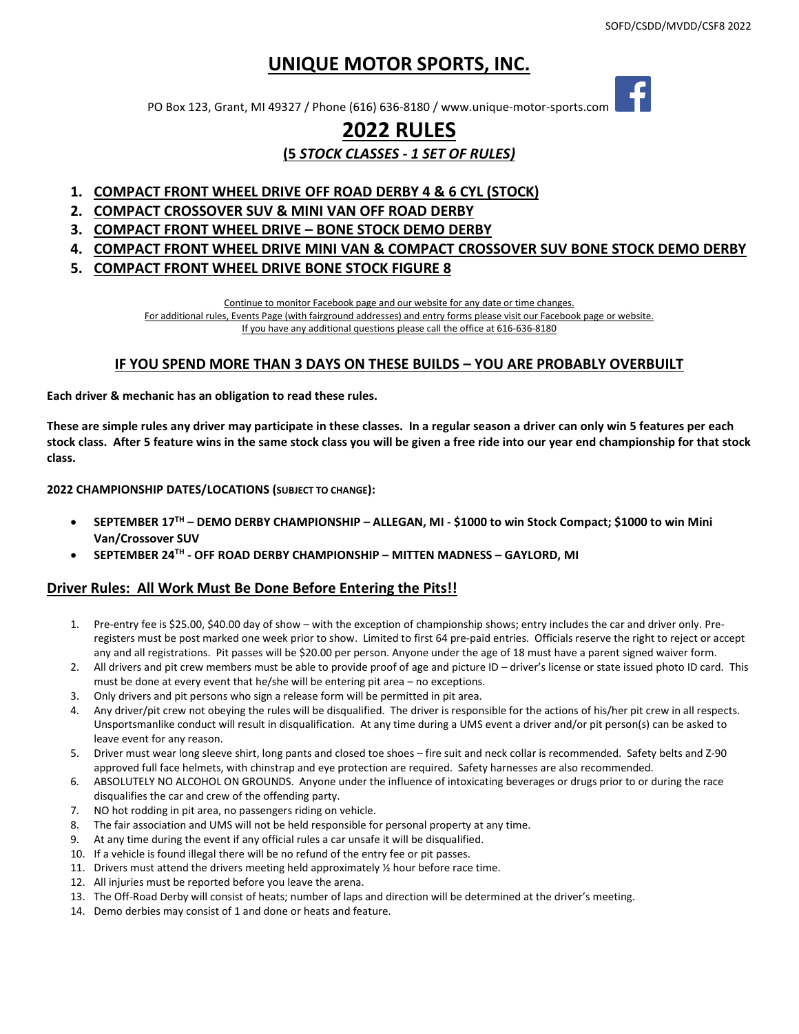# UNIQUE MOTOR SPORTS, INC.

PO Box 123, Grant, MI 49327 / Phone (616) 636-8180 / www.unique-motor-sports.com

# 2022 RULES

## (5 *STOCK CLASSES - 1 SET OF RULES)*

1. **COMPACT FRONT WHEEL DRIVE OFF ROAD DERBY 4 & 6 CYL (STOCK)**
2. **COMPACT CROSSOVER SUV & MINI VAN OFF ROAD DERBY**
3. **COMPACT FRONT WHEEL DRIVE – BONE STOCK DEMO DERBY**
4. **COMPACT FRONT WHEEL DRIVE MINI VAN & COMPACT CROSSOVER SUV BONE STOCK DEMO DERBY**
5. **COMPACT FRONT WHEEL DRIVE BONE STOCK FIGURE 8**

Continue to monitor Facebook page and our website for any date or time changes.
For additional rules, Events Page (with fairground addresses) and entry forms please visit our Facebook page or website.
If you have any additional questions please call the office at 616-636-8180

### IF YOU SPEND MORE THAN 3 DAYS ON THESE BUILDS – YOU ARE PROBABLY OVERBUILT

**Each driver & mechanic has an obligation to read these rules.**

**These are simple rules any driver may participate in these classes. In a regular season a driver can only win 5 features per each stock class. After 5 feature wins in the same stock class you will be given a free ride into our year end championship for that stock class.**

**2022 CHAMPIONSHIP DATES/LOCATIONS (SUBJECT TO CHANGE):**

- **SEPTEMBER 17TH – DEMO DERBY CHAMPIONSHIP – ALLEGAN, MI - $1000 to win Stock Compact; $1000 to win Mini Van/Crossover SUV**
- **SEPTEMBER 24TH - OFF ROAD DERBY CHAMPIONSHIP – MITTEN MADNESS – GAYLORD, MI**

## Driver Rules: All Work Must Be Done Before Entering the Pits!!

1. Pre-entry fee is $25.00, $40.00 day of show – with the exception of championship shows; entry includes the car and driver only. Pre-registers must be post marked one week prior to show. Limited to first 64 pre-paid entries. Officials reserve the right to reject or accept any and all registrations. Pit passes will be $20.00 per person. Anyone under the age of 18 must have a parent signed waiver form.
2. All drivers and pit crew members must be able to provide proof of age and picture ID – driver's license or state issued photo ID card. This must be done at every event that he/she will be entering pit area – no exceptions.
3. Only drivers and pit persons who sign a release form will be permitted in pit area.
4. Any driver/pit crew not obeying the rules will be disqualified. The driver is responsible for the actions of his/her pit crew in all respects. Unsportsmanlike conduct will result in disqualification. At any time during a UMS event a driver and/or pit person(s) can be asked to leave event for any reason.
5. Driver must wear long sleeve shirt, long pants and closed toe shoes – fire suit and neck collar is recommended. Safety belts and Z-90 approved full face helmets, with chinstrap and eye protection are required. Safety harnesses are also recommended.
6. ABSOLUTELY NO ALCOHOL ON GROUNDS. Anyone under the influence of intoxicating beverages or drugs prior to or during the race disqualifies the car and crew of the offending party.
7. NO hot rodding in pit area, no passengers riding on vehicle.
8. The fair association and UMS will not be held responsible for personal property at any time.
9. At any time during the event if any official rules a car unsafe it will be disqualified.
10. If a vehicle is found illegal there will be no refund of the entry fee or pit passes.
11. Drivers must attend the drivers meeting held approximately ½ hour before race time.
12. All injuries must be reported before you leave the arena.
13. The Off-Road Derby will consist of heats; number of laps and direction will be determined at the driver's meeting.
14. Demo derbies may consist of 1 and done or heats and feature.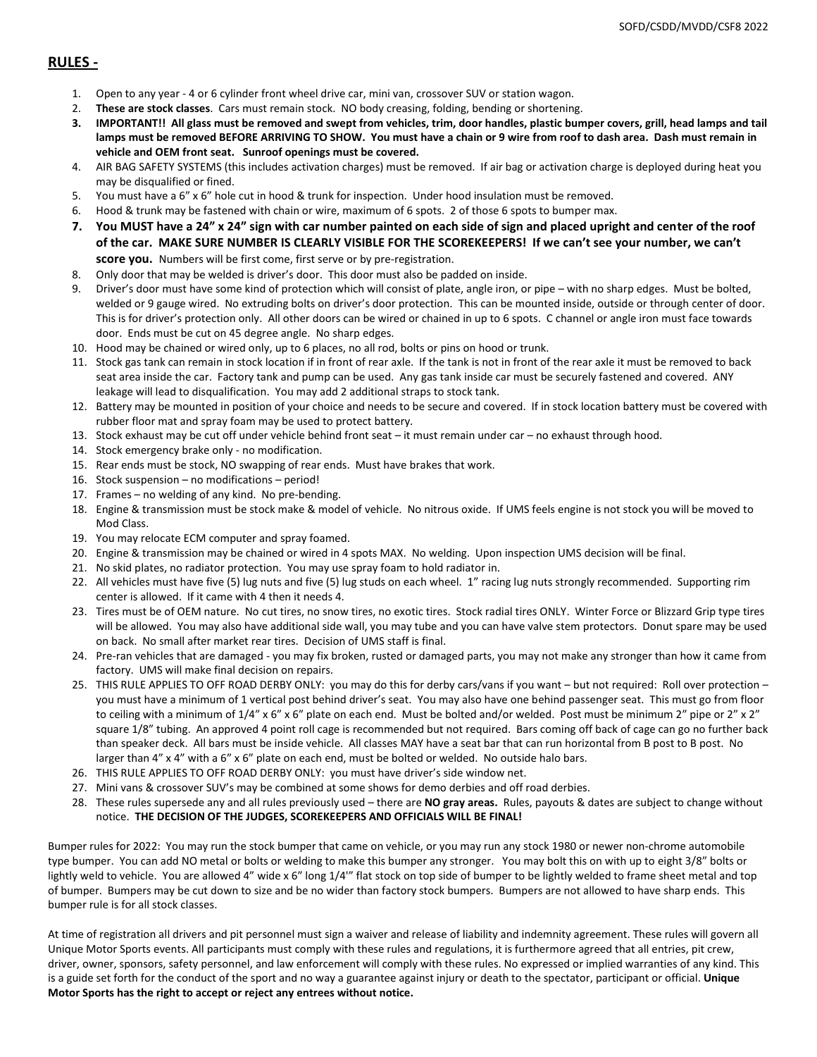## RULES -

1. Open to any year - 4 or 6 cylinder front wheel drive car, mini van, crossover SUV or station wagon.
2. **These are stock classes**. Cars must remain stock. NO body creasing, folding, bending or shortening.
3. **IMPORTANT!! All glass must be removed and swept from vehicles, trim, door handles, plastic bumper covers, grill, head lamps and tail lamps must be removed BEFORE ARRIVING TO SHOW. You must have a chain or 9 wire from roof to dash area. Dash must remain in vehicle and OEM front seat. Sunroof openings must be covered.**
4. AIR BAG SAFETY SYSTEMS (this includes activation charges) must be removed. If air bag or activation charge is deployed during heat you may be disqualified or fined.
5. You must have a 6" x 6" hole cut in hood & trunk for inspection. Under hood insulation must be removed.
6. Hood & trunk may be fastened with chain or wire, maximum of 6 spots. 2 of those 6 spots to bumper max.
7. **You MUST have a 24" x 24" sign with car number painted on each side of sign and placed upright and center of the roof of the car. MAKE SURE NUMBER IS CLEARLY VISIBLE FOR THE SCOREKEEPERS! If we can't see your number, we can't score you.** Numbers will be first come, first serve or by pre-registration.
8. Only door that may be welded is driver's door. This door must also be padded on inside.
9. Driver's door must have some kind of protection which will consist of plate, angle iron, or pipe – with no sharp edges. Must be bolted, welded or 9 gauge wired. No extruding bolts on driver's door protection. This can be mounted inside, outside or through center of door. This is for driver's protection only. All other doors can be wired or chained in up to 6 spots. C channel or angle iron must face towards door. Ends must be cut on 45 degree angle. No sharp edges.
10. Hood may be chained or wired only, up to 6 places, no all rod, bolts or pins on hood or trunk.
11. Stock gas tank can remain in stock location if in front of rear axle. If the tank is not in front of the rear axle it must be removed to back seat area inside the car. Factory tank and pump can be used. Any gas tank inside car must be securely fastened and covered. ANY leakage will lead to disqualification. You may add 2 additional straps to stock tank.
12. Battery may be mounted in position of your choice and needs to be secure and covered. If in stock location battery must be covered with rubber floor mat and spray foam may be used to protect battery.
13. Stock exhaust may be cut off under vehicle behind front seat – it must remain under car – no exhaust through hood.
14. Stock emergency brake only - no modification.
15. Rear ends must be stock, NO swapping of rear ends. Must have brakes that work.
16. Stock suspension – no modifications – period!
17. Frames – no welding of any kind. No pre-bending.
18. Engine & transmission must be stock make & model of vehicle. No nitrous oxide. If UMS feels engine is not stock you will be moved to Mod Class.
19. You may relocate ECM computer and spray foamed.
20. Engine & transmission may be chained or wired in 4 spots MAX. No welding. Upon inspection UMS decision will be final.
21. No skid plates, no radiator protection. You may use spray foam to hold radiator in.
22. All vehicles must have five (5) lug nuts and five (5) lug studs on each wheel. 1" racing lug nuts strongly recommended. Supporting rim center is allowed. If it came with 4 then it needs 4.
23. Tires must be of OEM nature. No cut tires, no snow tires, no exotic tires. Stock radial tires ONLY. Winter Force or Blizzard Grip type tires will be allowed. You may also have additional side wall, you may tube and you can have valve stem protectors. Donut spare may be used on back. No small after market rear tires. Decision of UMS staff is final.
24. Pre-ran vehicles that are damaged - you may fix broken, rusted or damaged parts, you may not make any stronger than how it came from factory. UMS will make final decision on repairs.
25. THIS RULE APPLIES TO OFF ROAD DERBY ONLY: you may do this for derby cars/vans if you want – but not required: Roll over protection – you must have a minimum of 1 vertical post behind driver's seat. You may also have one behind passenger seat. This must go from floor to ceiling with a minimum of 1/4" x 6" x 6" plate on each end. Must be bolted and/or welded. Post must be minimum 2" pipe or 2" x 2" square 1/8" tubing. An approved 4 point roll cage is recommended but not required. Bars coming off back of cage can go no further back than speaker deck. All bars must be inside vehicle. All classes MAY have a seat bar that can run horizontal from B post to B post. No larger than 4" x 4" with a 6" x 6" plate on each end, must be bolted or welded. No outside halo bars.
26. THIS RULE APPLIES TO OFF ROAD DERBY ONLY: you must have driver's side window net.
27. Mini vans & crossover SUV's may be combined at some shows for demo derbies and off road derbies.
28. These rules supersede any and all rules previously used – there are **NO gray areas.** Rules, payouts & dates are subject to change without notice. **THE DECISION OF THE JUDGES, SCOREKEEPERS AND OFFICIALS WILL BE FINAL!**

Bumper rules for 2022: You may run the stock bumper that came on vehicle, or you may run any stock 1980 or newer non-chrome automobile type bumper. You can add NO metal or bolts or welding to make this bumper any stronger. You may bolt this on with up to eight 3/8" bolts or lightly weld to vehicle. You are allowed 4" wide x 6" long 1/4'" flat stock on top side of bumper to be lightly welded to frame sheet metal and top of bumper. Bumpers may be cut down to size and be no wider than factory stock bumpers. Bumpers are not allowed to have sharp ends. This bumper rule is for all stock classes.

At time of registration all drivers and pit personnel must sign a waiver and release of liability and indemnity agreement. These rules will govern all Unique Motor Sports events. All participants must comply with these rules and regulations, it is furthermore agreed that all entries, pit crew, driver, owner, sponsors, safety personnel, and law enforcement will comply with these rules. No expressed or implied warranties of any kind. This is a guide set forth for the conduct of the sport and no way a guarantee against injury or death to the spectator, participant or official. **Unique Motor Sports has the right to accept or reject any entrees without notice.**